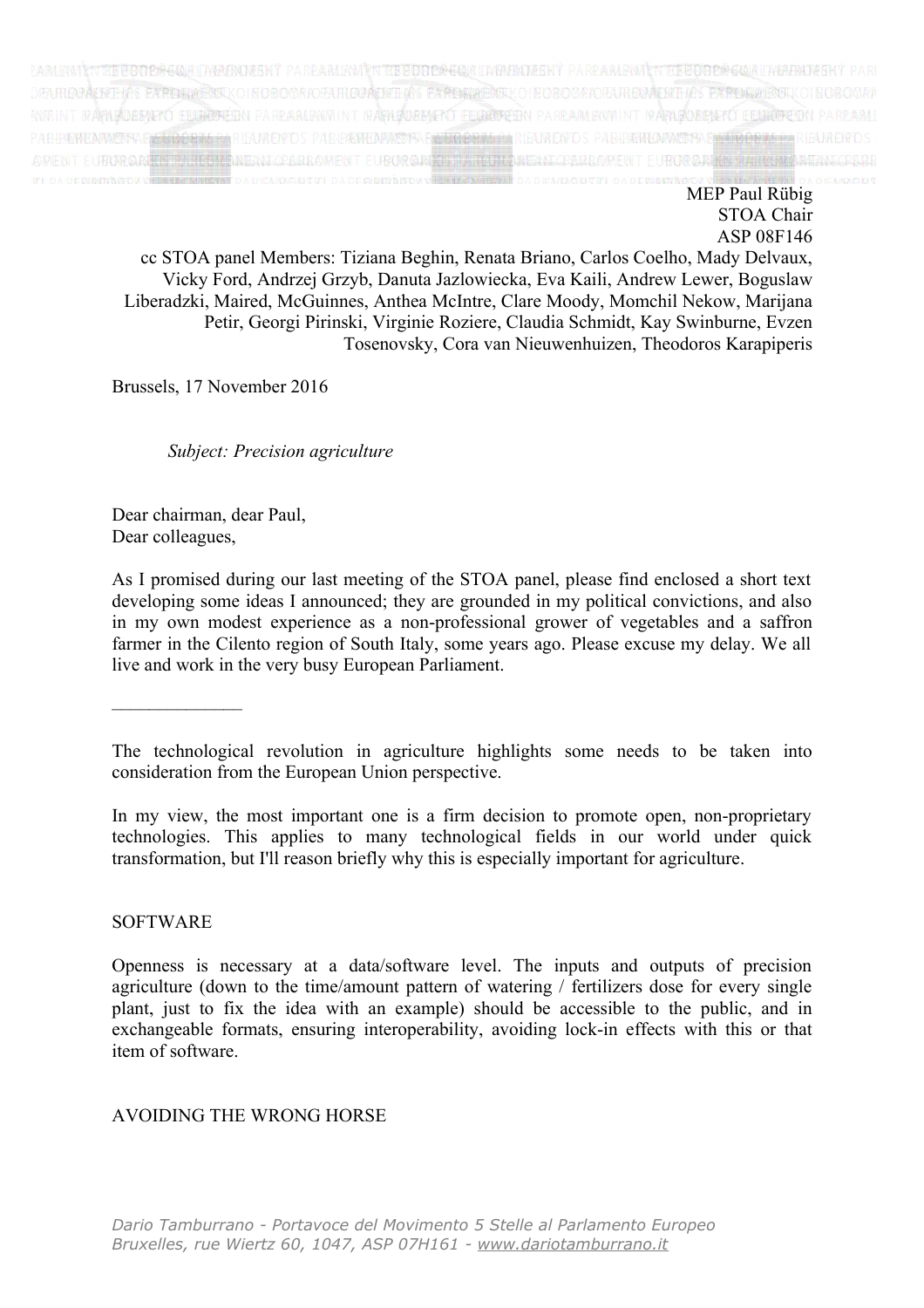MEP Paul Rübig
STOA Chair
ASP 08F146

cc STOA panel Members: Tiziana Beghin, Renata Briano, Carlos Coelho, Mady Delvaux, Vicky Ford, Andrzej Grzyb, Danuta Jazlowiecka, Eva Kaili, Andrew Lewer, Boguslaw Liberadzki, Maired, McGuinnes, Anthea McIntre, Clare Moody, Momchil Nekow, Marijana Petir, Georgi Pirinski, Virginie Roziere, Claudia Schmidt, Kay Swinburne, Evzen Tosenovsky, Cora van Nieuwenhuizen, Theodoros Karapiperis

Brussels, 17 November 2016

*Subject: Precision agriculture*

Dear chairman, dear Paul,
Dear colleagues,

As I promised during our last meeting of the STOA panel, please find enclosed a short text developing some ideas I announced; they are grounded in my political convictions, and also in my own modest experience as a non-professional grower of vegetables and a saffron farmer in the Cilento region of South Italy, some years ago. Please excuse my delay. We all live and work in the very busy European Parliament.

______________

The technological revolution in agriculture highlights some needs to be taken into consideration from the European Union perspective.

In my view, the most important one is a firm decision to promote open, non-proprietary technologies. This applies to many technological fields in our world under quick transformation, but I'll reason briefly why this is especially important for agriculture.

SOFTWARE

Openness is necessary at a data/software level. The inputs and outputs of precision agriculture (down to the time/amount pattern of watering / fertilizers dose for every single plant, just to fix the idea with an example) should be accessible to the public, and in exchangeable formats, ensuring interoperability, avoiding lock-in effects with this or that item of software.

AVOIDING THE WRONG HORSE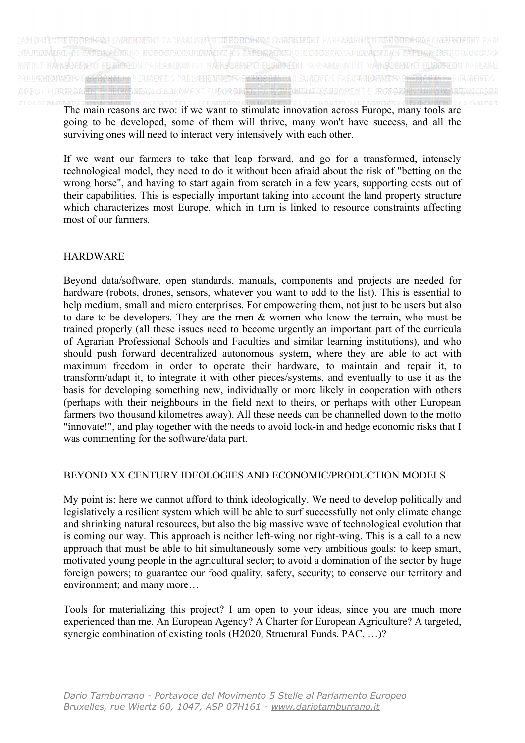The main reasons are two: if we want to stimulate innovation across Europe, many tools are going to be developed, some of them will thrive, many won't have success, and all the surviving ones will need to interact very intensively with each other.

If we want our farmers to take that leap forward, and go for a transformed, intensely technological model, they need to do it without been afraid about the risk of "betting on the wrong horse", and having to start again from scratch in a few years, supporting costs out of their capabilities. This is especially important taking into account the land property structure which characterizes most Europe, which in turn is linked to resource constraints affecting most of our farmers.

## HARDWARE

Beyond data/software, open standards, manuals, components and projects are needed for hardware (robots, drones, sensors, whatever you want to add to the list). This is essential to help medium, small and micro enterprises. For empowering them, not just to be users but also to dare to be developers. They are the men & women who know the terrain, who must be trained properly (all these issues need to become urgently an important part of the curricula of Agrarian Professional Schools and Faculties and similar learning institutions), and who should push forward decentralized autonomous system, where they are able to act with maximum freedom in order to operate their hardware, to maintain and repair it, to transform/adapt it, to integrate it with other pieces/systems, and eventually to use it as the basis for developing something new, individually or more likely in cooperation with others (perhaps with their neighbours in the field next to theirs, or perhaps with other European farmers two thousand kilometres away). All these needs can be channelled down to the motto "innovate!", and play together with the needs to avoid lock-in and hedge economic risks that I was commenting for the software/data part.

## BEYOND XX CENTURY IDEOLOGIES AND ECONOMIC/PRODUCTION MODELS

My point is: here we cannot afford to think ideologically. We need to develop politically and legislatively a resilient system which will be able to surf successfully not only climate change and shrinking natural resources, but also the big massive wave of technological evolution that is coming our way. This approach is neither left-wing nor right-wing. This is a call to a new approach that must be able to hit simultaneously some very ambitious goals: to keep smart, motivated young people in the agricultural sector; to avoid a domination of the sector by huge foreign powers; to guarantee our food quality, safety, security; to conserve our territory and environment; and many more…

Tools for materializing this project? I am open to your ideas, since you are much more experienced than me. An European Agency? A Charter for European Agriculture? A targeted, synergic combination of existing tools (H2020, Structural Funds, PAC, …)?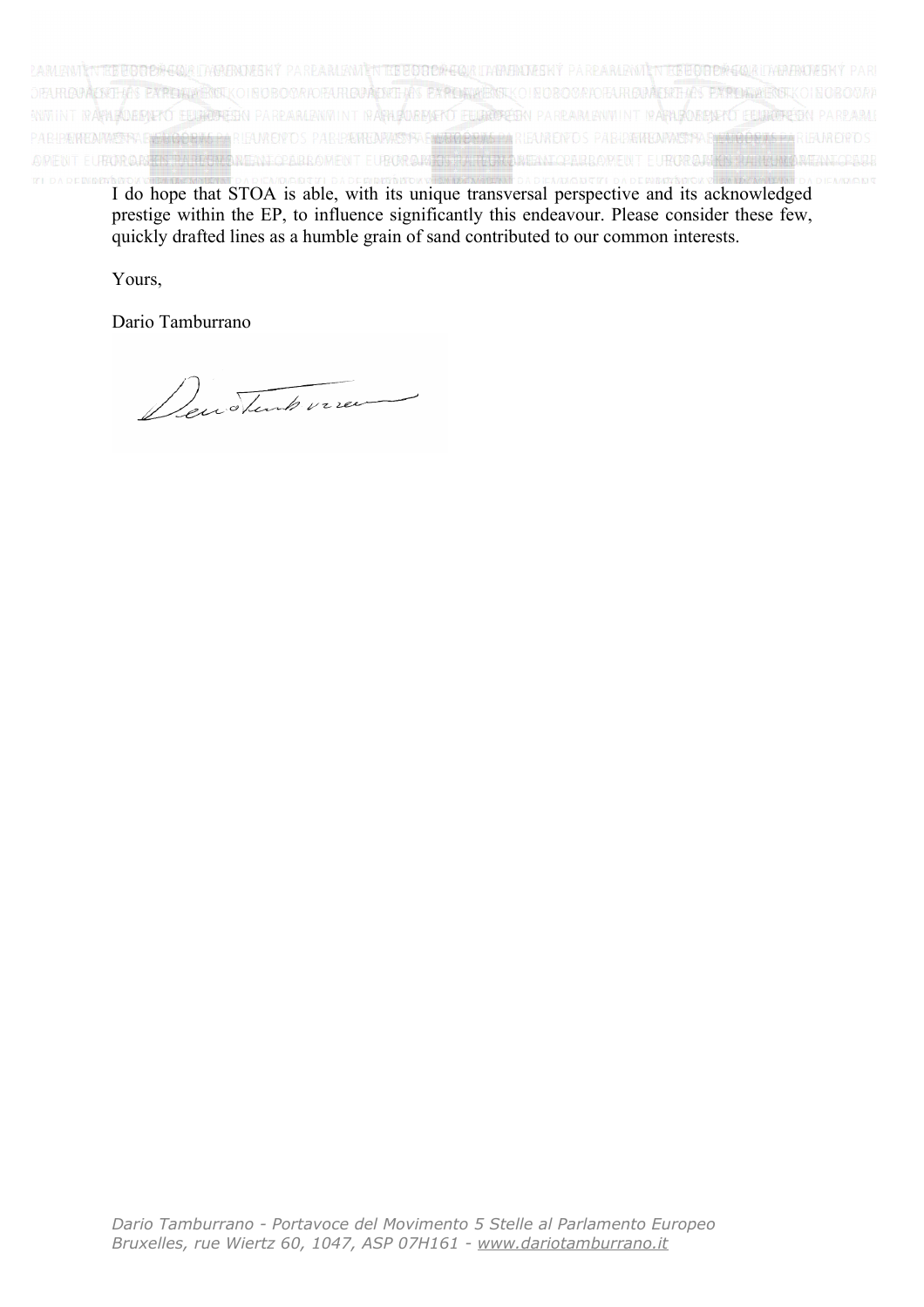I do hope that STOA is able, with its unique transversal perspective and its acknowledged prestige within the EP, to influence significantly this endeavour. Please consider these few, quickly drafted lines as a humble grain of sand contributed to our common interests.

Yours,

Dario Tamburrano